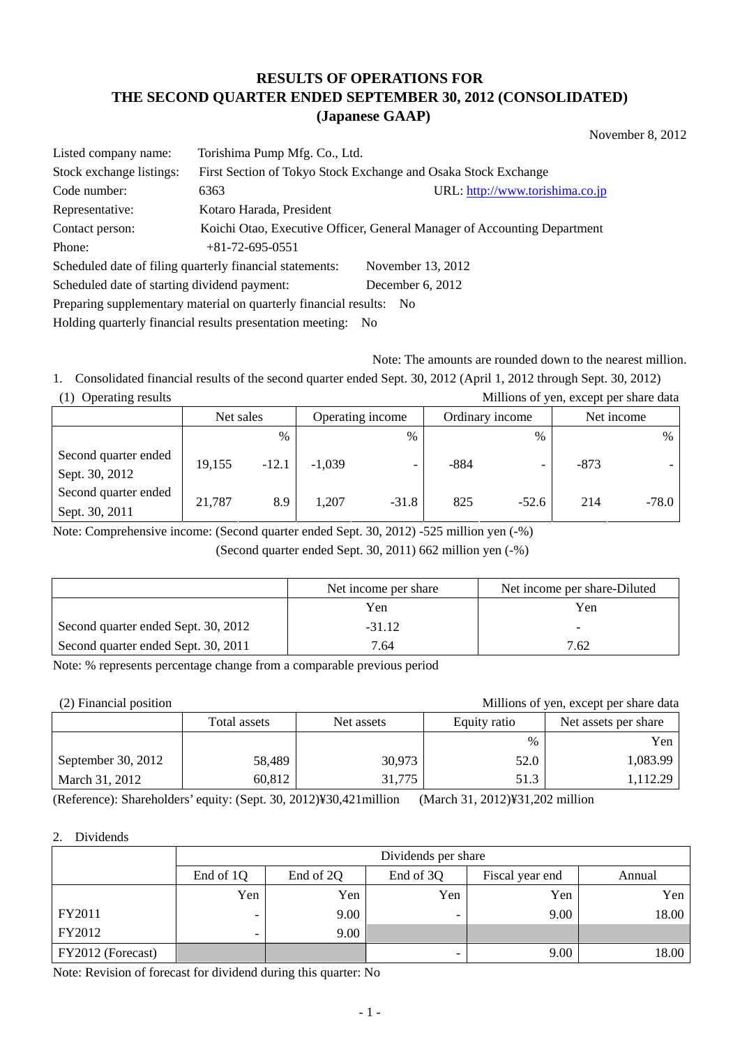# RESULTS OF OPERATIONS FOR THE SECOND QUARTER ENDED SEPTEMBER 30, 2012 (CONSOLIDATED) (Japanese GAAP)

November 8, 2012

Listed company name: Torishima Pump Mfg. Co., Ltd.
Stock exchange listings: First Section of Tokyo Stock Exchange and Osaka Stock Exchange
Code number: 6363 URL: http://www.torishima.co.jp
Representative: Kotaro Harada, President
Contact person: Koichi Otao, Executive Officer, General Manager of Accounting Department
Phone: +81-72-695-0551
Scheduled date of filing quarterly financial statements: November 13, 2012
Scheduled date of starting dividend payment: December 6, 2012
Preparing supplementary material on quarterly financial results: No
Holding quarterly financial results presentation meeting: No

Note: The amounts are rounded down to the nearest million.

1. Consolidated financial results of the second quarter ended Sept. 30, 2012 (April 1, 2012 through Sept. 30, 2012)

(1) Operating results

Millions of yen, except per share data

| | Net sales | | Operating income | | Ordinary income | | Net income | |
|---|---|---|---|---|---|---|---|---|
| | | % | | % | | % | | % |
| Second quarter ended Sept. 30, 2012 | 19,155 | -12.1 | -1,039 | - | -884 | - | -873 | - |
| Second quarter ended Sept. 30, 2011 | 21,787 | 8.9 | 1,207 | -31.8 | 825 | -52.6 | 214 | -78.0 |

Note: Comprehensive income: (Second quarter ended Sept. 30, 2012) -525 million yen (-%)
(Second quarter ended Sept. 30, 2011) 662 million yen (-%)

| | Net income per share | Net income per share-Diluted |
|---|---|---|
| | Yen | Yen |
| Second quarter ended Sept. 30, 2012 | -31.12 | - |
| Second quarter ended Sept. 30, 2011 | 7.64 | 7.62 |

Note: % represents percentage change from a comparable previous period

(2) Financial position

Millions of yen, except per share data

| | Total assets | Net assets | Equity ratio | Net assets per share |
|---|---|---|---|---|
| | | | % | Yen |
| September 30, 2012 | 58,489 | 30,973 | 52.0 | 1,083.99 |
| March 31, 2012 | 60,812 | 31,775 | 51.3 | 1,112.29 |

(Reference): Shareholders' equity: (Sept. 30, 2012)¥30,421million (March 31, 2012)¥31,202 million

2. Dividends

| | Dividends per share | | | | |
|---|---|---|---|---|---|
| | End of 1Q | End of 2Q | End of 3Q | Fiscal year end | Annual |
| | Yen | Yen | Yen | Yen | Yen |
| FY2011 | - | 9.00 | - | 9.00 | 18.00 |
| FY2012 | - | 9.00 | | | |
| FY2012 (Forecast) | | | - | 9.00 | 18.00 |

Note: Revision of forecast for dividend during this quarter: No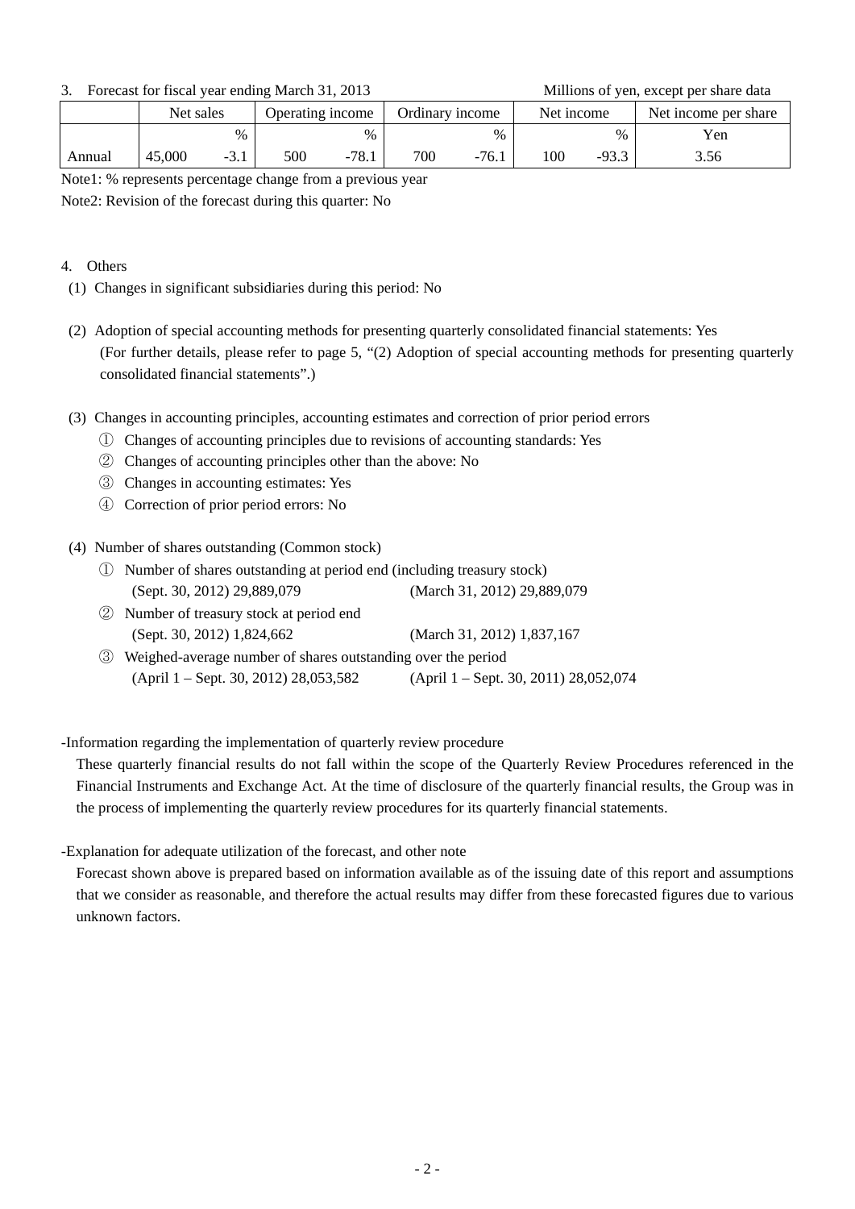3. Forecast for fiscal year ending March 31, 2013 Millions of yen, except per share data

| | Net sales | | Operating income | | Ordinary income | | Net income | | Net income per share |
|---|---|---|---|---|---|---|---|---|---|
| | | % | | % | | % | | % | Yen |
| Annual | 45,000 | -3.1 | 500 | -78.1 | 700 | -76.1 | 100 | -93.3 | 3.56 |

Note1: % represents percentage change from a previous year

Note2: Revision of the forecast during this quarter: No

4. Others

(1) Changes in significant subsidiaries during this period: No

(2) Adoption of special accounting methods for presenting quarterly consolidated financial statements: Yes
(For further details, please refer to page 5, “(2) Adoption of special accounting methods for presenting quarterly consolidated financial statements”.)

(3) Changes in accounting principles, accounting estimates and correction of prior period errors

① Changes of accounting principles due to revisions of accounting standards: Yes

② Changes of accounting principles other than the above: No

③ Changes in accounting estimates: Yes

④ Correction of prior period errors: No

(4) Number of shares outstanding (Common stock)

① Number of shares outstanding at period end (including treasury stock)
(Sept. 30, 2012) 29,889,079 (March 31, 2012) 29,889,079

② Number of treasury stock at period end
(Sept. 30, 2012) 1,824,662 (March 31, 2012) 1,837,167

③ Weighed-average number of shares outstanding over the period
(April 1 – Sept. 30, 2012) 28,053,582 (April 1 – Sept. 30, 2011) 28,052,074

-Information regarding the implementation of quarterly review procedure

These quarterly financial results do not fall within the scope of the Quarterly Review Procedures referenced in the Financial Instruments and Exchange Act. At the time of disclosure of the quarterly financial results, the Group was in the process of implementing the quarterly review procedures for its quarterly financial statements.

-Explanation for adequate utilization of the forecast, and other note

Forecast shown above is prepared based on information available as of the issuing date of this report and assumptions that we consider as reasonable, and therefore the actual results may differ from these forecasted figures due to various unknown factors.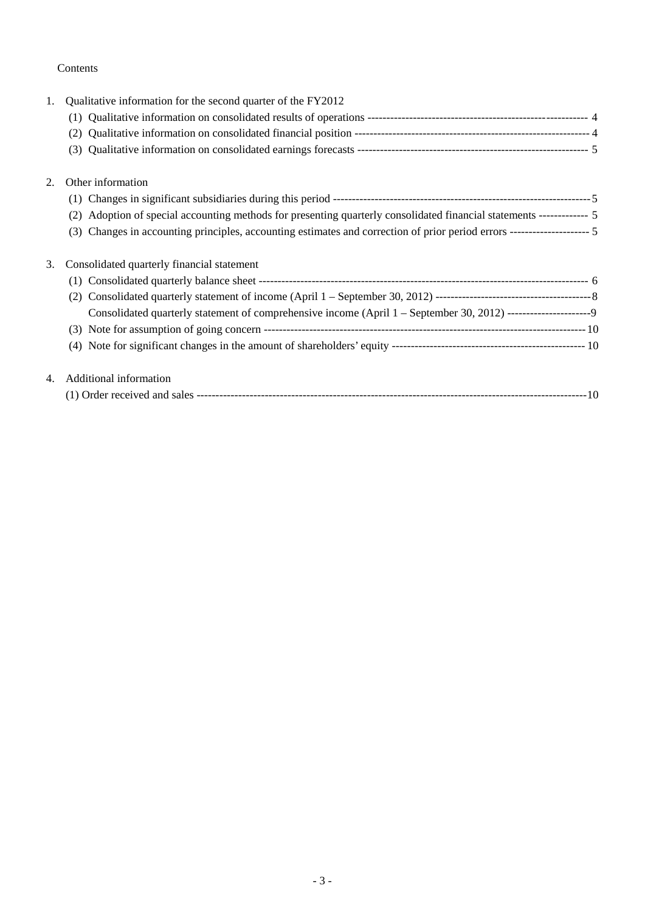Contents

1. Qualitative information for the second quarter of the FY2012
   (1) Qualitative information on consolidated results of operations ---------------------------------------------------------- 4
   (2) Qualitative information on consolidated financial position -------------------------------------------------------------- 4
   (3) Qualitative information on consolidated earnings forecasts ------------------------------------------------------------- 5

2. Other information
   (1) Changes in significant subsidiaries during this period -------------------------------------------------------------------5
   (2) Adoption of special accounting methods for presenting quarterly consolidated financial statements ------------- 5
   (3) Changes in accounting principles, accounting estimates and correction of prior period errors --------------------- 5

3. Consolidated quarterly financial statement
   (1) Consolidated quarterly balance sheet -------------------------------------------------------------------------------------- 6
   (2) Consolidated quarterly statement of income (April 1 – September 30, 2012) -----------------------------------------8
   Consolidated quarterly statement of comprehensive income (April 1 – September 30, 2012) ----------------------9
   (3) Note for assumption of going concern ----------------------------------------------------------------------------------10
   (4) Note for significant changes in the amount of shareholders' equity --------------------------------------------------- 10

4. Additional information
   (1) Order received and sales ------------------------------------------------------------------------------------------------------10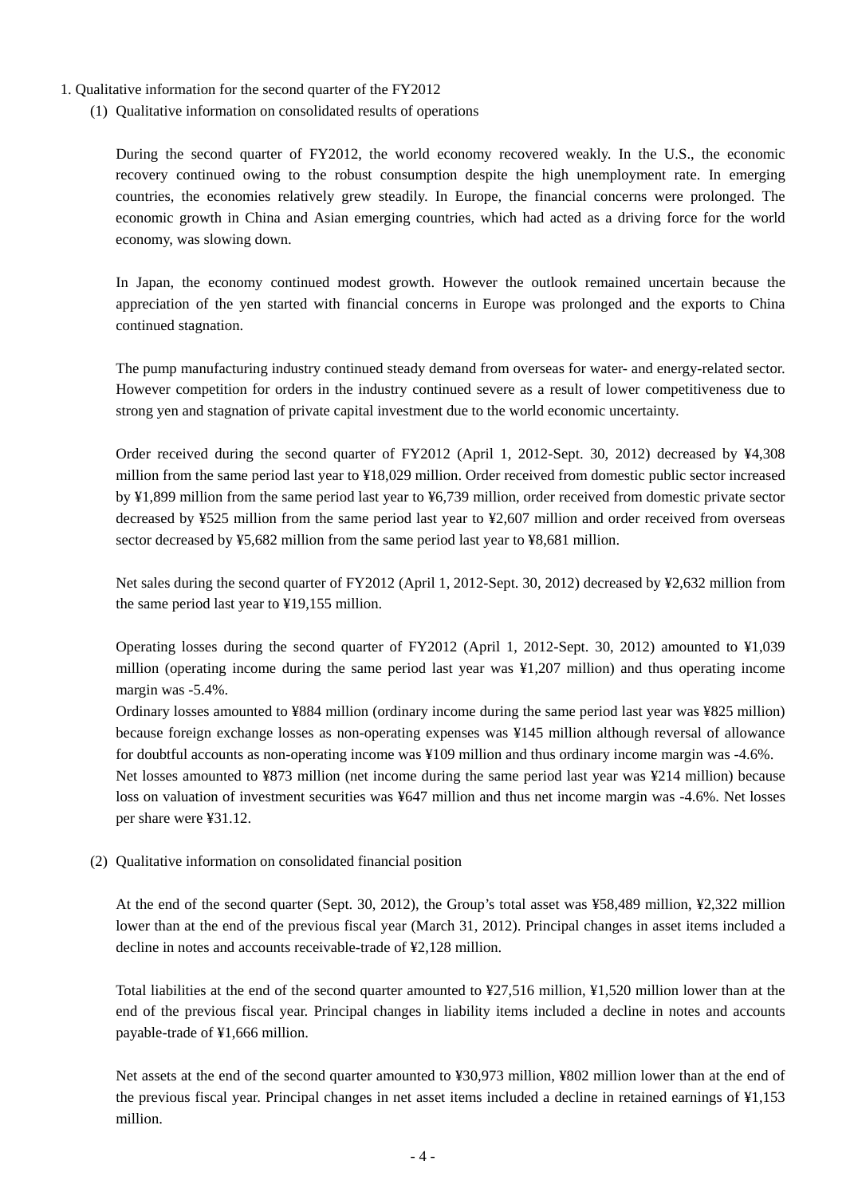1. Qualitative information for the second quarter of the FY2012

(1) Qualitative information on consolidated results of operations

During the second quarter of FY2012, the world economy recovered weakly. In the U.S., the economic recovery continued owing to the robust consumption despite the high unemployment rate. In emerging countries, the economies relatively grew steadily. In Europe, the financial concerns were prolonged. The economic growth in China and Asian emerging countries, which had acted as a driving force for the world economy, was slowing down.

In Japan, the economy continued modest growth. However the outlook remained uncertain because the appreciation of the yen started with financial concerns in Europe was prolonged and the exports to China continued stagnation.

The pump manufacturing industry continued steady demand from overseas for water- and energy-related sector. However competition for orders in the industry continued severe as a result of lower competitiveness due to strong yen and stagnation of private capital investment due to the world economic uncertainty.

Order received during the second quarter of FY2012 (April 1, 2012-Sept. 30, 2012) decreased by ¥4,308 million from the same period last year to ¥18,029 million. Order received from domestic public sector increased by ¥1,899 million from the same period last year to ¥6,739 million, order received from domestic private sector decreased by ¥525 million from the same period last year to ¥2,607 million and order received from overseas sector decreased by ¥5,682 million from the same period last year to ¥8,681 million.

Net sales during the second quarter of FY2012 (April 1, 2012-Sept. 30, 2012) decreased by ¥2,632 million from the same period last year to ¥19,155 million.

Operating losses during the second quarter of FY2012 (April 1, 2012-Sept. 30, 2012) amounted to ¥1,039 million (operating income during the same period last year was ¥1,207 million) and thus operating income margin was -5.4%.
Ordinary losses amounted to ¥884 million (ordinary income during the same period last year was ¥825 million) because foreign exchange losses as non-operating expenses was ¥145 million although reversal of allowance for doubtful accounts as non-operating income was ¥109 million and thus ordinary income margin was -4.6%.
Net losses amounted to ¥873 million (net income during the same period last year was ¥214 million) because loss on valuation of investment securities was ¥647 million and thus net income margin was -4.6%. Net losses per share were ¥31.12.

(2) Qualitative information on consolidated financial position

At the end of the second quarter (Sept. 30, 2012), the Group's total asset was ¥58,489 million, ¥2,322 million lower than at the end of the previous fiscal year (March 31, 2012). Principal changes in asset items included a decline in notes and accounts receivable-trade of ¥2,128 million.

Total liabilities at the end of the second quarter amounted to ¥27,516 million, ¥1,520 million lower than at the end of the previous fiscal year. Principal changes in liability items included a decline in notes and accounts payable-trade of ¥1,666 million.

Net assets at the end of the second quarter amounted to ¥30,973 million, ¥802 million lower than at the end of the previous fiscal year. Principal changes in net asset items included a decline in retained earnings of ¥1,153 million.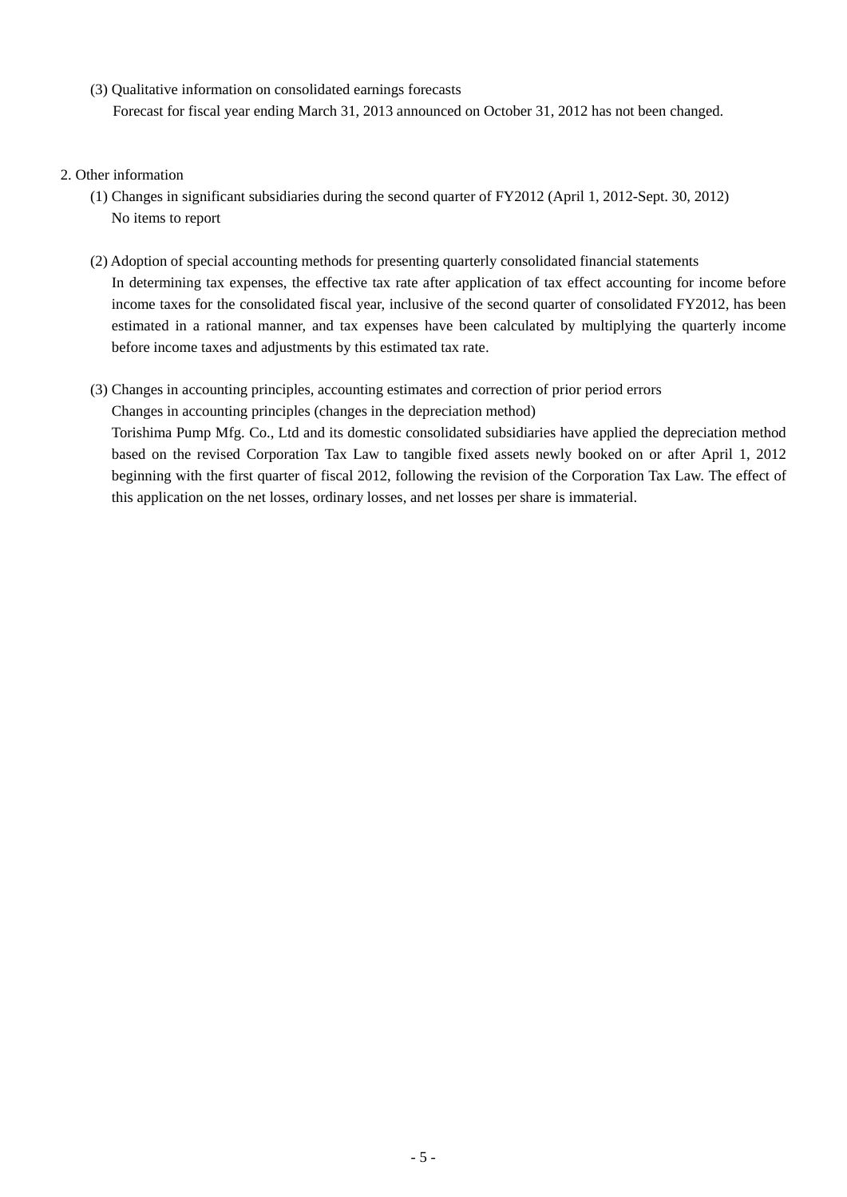(3) Qualitative information on consolidated earnings forecasts

Forecast for fiscal year ending March 31, 2013 announced on October 31, 2012 has not been changed.

## 2. Other information

(1) Changes in significant subsidiaries during the second quarter of FY2012 (April 1, 2012-Sept. 30, 2012)

No items to report

(2) Adoption of special accounting methods for presenting quarterly consolidated financial statements

In determining tax expenses, the effective tax rate after application of tax effect accounting for income before income taxes for the consolidated fiscal year, inclusive of the second quarter of consolidated FY2012, has been estimated in a rational manner, and tax expenses have been calculated by multiplying the quarterly income before income taxes and adjustments by this estimated tax rate.

(3) Changes in accounting principles, accounting estimates and correction of prior period errors

Changes in accounting principles (changes in the depreciation method)

Torishima Pump Mfg. Co., Ltd and its domestic consolidated subsidiaries have applied the depreciation method based on the revised Corporation Tax Law to tangible fixed assets newly booked on or after April 1, 2012 beginning with the first quarter of fiscal 2012, following the revision of the Corporation Tax Law. The effect of this application on the net losses, ordinary losses, and net losses per share is immaterial.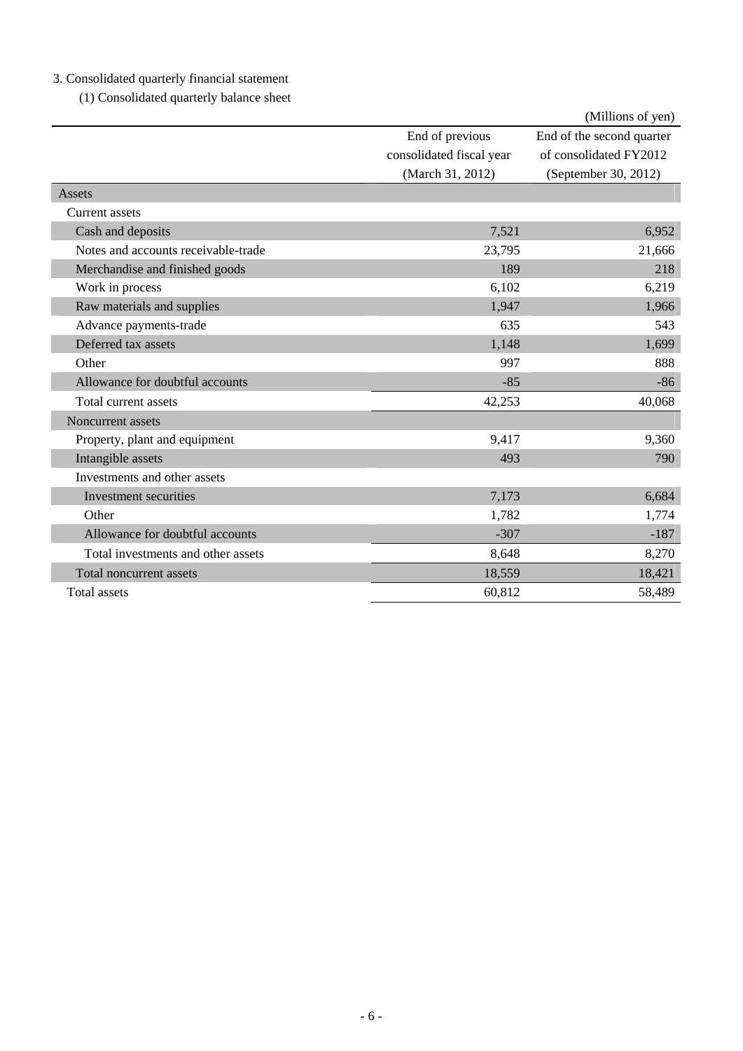3. Consolidated quarterly financial statement

(1) Consolidated quarterly balance sheet

(Millions of yen)

| | End of previous consolidated fiscal year (March 31, 2012) | End of the second quarter of consolidated FY2012 (September 30, 2012) |
|---|---|---|
| Assets | | |
| Current assets | | |
| Cash and deposits | 7,521 | 6,952 |
| Notes and accounts receivable-trade | 23,795 | 21,666 |
| Merchandise and finished goods | 189 | 218 |
| Work in process | 6,102 | 6,219 |
| Raw materials and supplies | 1,947 | 1,966 |
| Advance payments-trade | 635 | 543 |
| Deferred tax assets | 1,148 | 1,699 |
| Other | 997 | 888 |
| Allowance for doubtful accounts | -85 | -86 |
| Total current assets | 42,253 | 40,068 |
| Noncurrent assets | | |
| Property, plant and equipment | 9,417 | 9,360 |
| Intangible assets | 493 | 790 |
| Investments and other assets | | |
| Investment securities | 7,173 | 6,684 |
| Other | 1,782 | 1,774 |
| Allowance for doubtful accounts | -307 | -187 |
| Total investments and other assets | 8,648 | 8,270 |
| Total noncurrent assets | 18,559 | 18,421 |
| Total assets | 60,812 | 58,489 |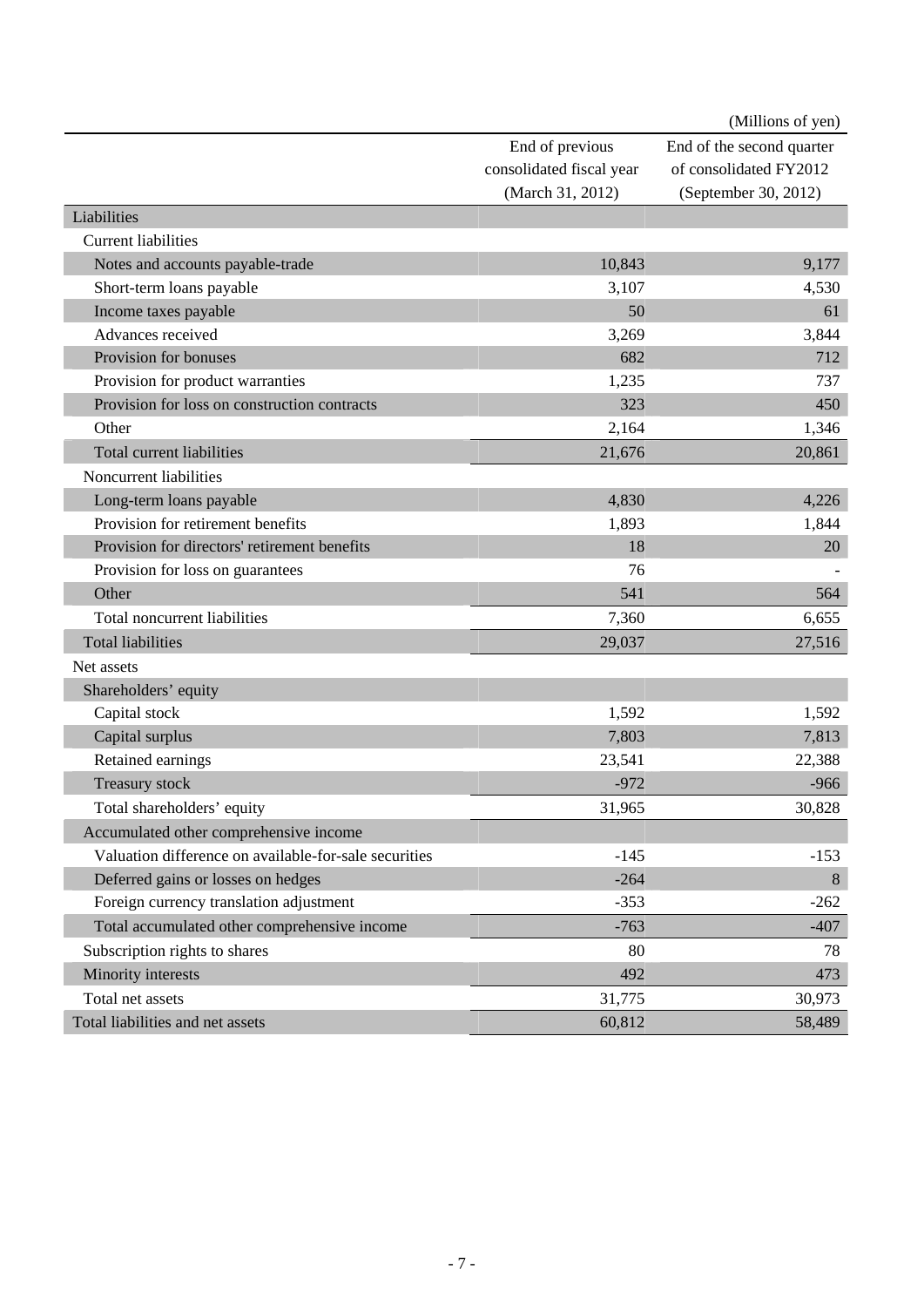(Millions of yen)

| | End of previous consolidated fiscal year (March 31, 2012) | End of the second quarter of consolidated FY2012 (September 30, 2012) |
|---|---|---|
| Liabilities | | |
| Current liabilities | | |
| Notes and accounts payable-trade | 10,843 | 9,177 |
| Short-term loans payable | 3,107 | 4,530 |
| Income taxes payable | 50 | 61 |
| Advances received | 3,269 | 3,844 |
| Provision for bonuses | 682 | 712 |
| Provision for product warranties | 1,235 | 737 |
| Provision for loss on construction contracts | 323 | 450 |
| Other | 2,164 | 1,346 |
| Total current liabilities | 21,676 | 20,861 |
| Noncurrent liabilities | | |
| Long-term loans payable | 4,830 | 4,226 |
| Provision for retirement benefits | 1,893 | 1,844 |
| Provision for directors' retirement benefits | 18 | 20 |
| Provision for loss on guarantees | 76 | - |
| Other | 541 | 564 |
| Total noncurrent liabilities | 7,360 | 6,655 |
| Total liabilities | 29,037 | 27,516 |
| Net assets | | |
| Shareholders' equity | | |
| Capital stock | 1,592 | 1,592 |
| Capital surplus | 7,803 | 7,813 |
| Retained earnings | 23,541 | 22,388 |
| Treasury stock | -972 | -966 |
| Total shareholders' equity | 31,965 | 30,828 |
| Accumulated other comprehensive income | | |
| Valuation difference on available-for-sale securities | -145 | -153 |
| Deferred gains or losses on hedges | -264 | 8 |
| Foreign currency translation adjustment | -353 | -262 |
| Total accumulated other comprehensive income | -763 | -407 |
| Subscription rights to shares | 80 | 78 |
| Minority interests | 492 | 473 |
| Total net assets | 31,775 | 30,973 |
| Total liabilities and net assets | 60,812 | 58,489 |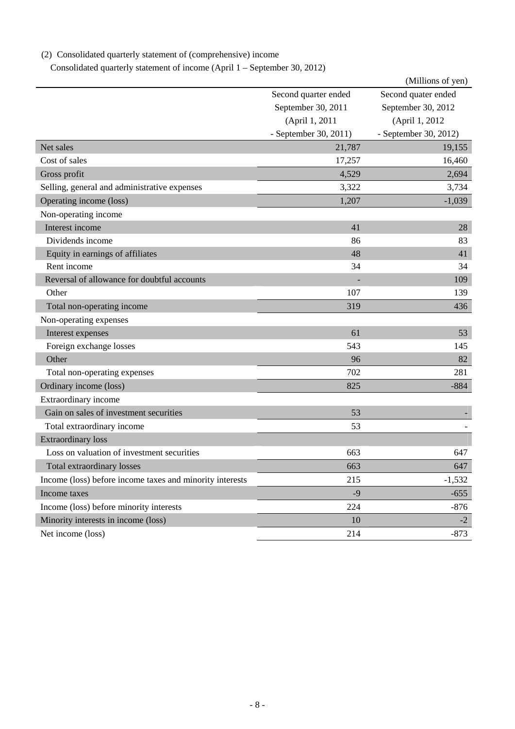(2) Consolidated quarterly statement of (comprehensive) income

Consolidated quarterly statement of income (April 1 – September 30, 2012)

(Millions of yen)

| | Second quarter ended September 30, 2011 (April 1, 2011 - September 30, 2011) | Second quater ended September 30, 2012 (April 1, 2012 - September 30, 2012) |
|---|---|---|
| Net sales | 21,787 | 19,155 |
| Cost of sales | 17,257 | 16,460 |
| Gross profit | 4,529 | 2,694 |
| Selling, general and administrative expenses | 3,322 | 3,734 |
| Operating income (loss) | 1,207 | -1,039 |
| Non-operating income | | |
| Interest income | 41 | 28 |
| Dividends income | 86 | 83 |
| Equity in earnings of affiliates | 48 | 41 |
| Rent income | 34 | 34 |
| Reversal of allowance for doubtful accounts | - | 109 |
| Other | 107 | 139 |
| Total non-operating income | 319 | 436 |
| Non-operating expenses | | |
| Interest expenses | 61 | 53 |
| Foreign exchange losses | 543 | 145 |
| Other | 96 | 82 |
| Total non-operating expenses | 702 | 281 |
| Ordinary income (loss) | 825 | -884 |
| Extraordinary income | | |
| Gain on sales of investment securities | 53 | - |
| Total extraordinary income | 53 | - |
| Extraordinary loss | | |
| Loss on valuation of investment securities | 663 | 647 |
| Total extraordinary losses | 663 | 647 |
| Income (loss) before income taxes and minority interests | 215 | -1,532 |
| Income taxes | -9 | -655 |
| Income (loss) before minority interests | 224 | -876 |
| Minority interests in income (loss) | 10 | -2 |
| Net income (loss) | 214 | -873 |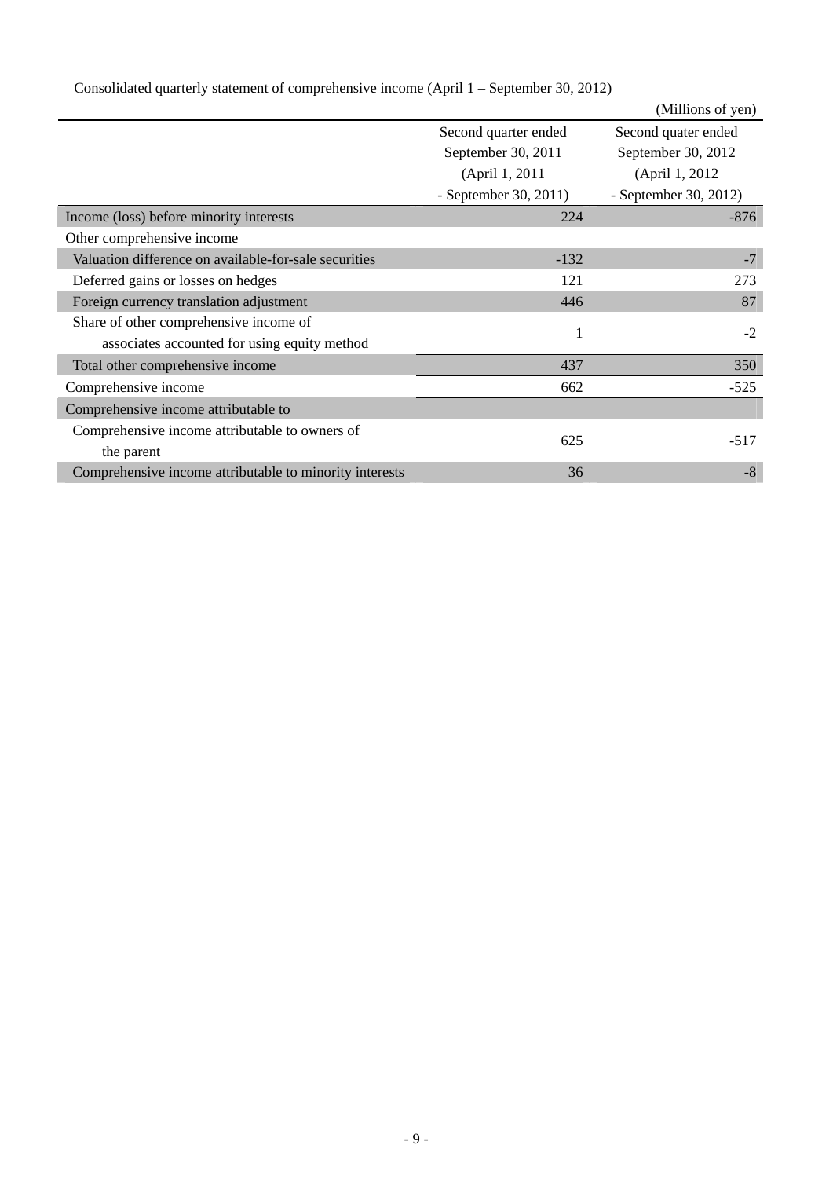Consolidated quarterly statement of comprehensive income (April 1 – September 30, 2012)

(Millions of yen)

| | Second quarter ended September 30, 2011 (April 1, 2011 - September 30, 2011) | Second quater ended September 30, 2012 (April 1, 2012 - September 30, 2012) |
|---|---|---|
| Income (loss) before minority interests | 224 | -876 |
| Other comprehensive income | | |
| Valuation difference on available-for-sale securities | -132 | -7 |
| Deferred gains or losses on hedges | 121 | 273 |
| Foreign currency translation adjustment | 446 | 87 |
| Share of other comprehensive income of associates accounted for using equity method | 1 | -2 |
| Total other comprehensive income | 437 | 350 |
| Comprehensive income | 662 | -525 |
| Comprehensive income attributable to | | |
| Comprehensive income attributable to owners of the parent | 625 | -517 |
| Comprehensive income attributable to minority interests | 36 | -8 |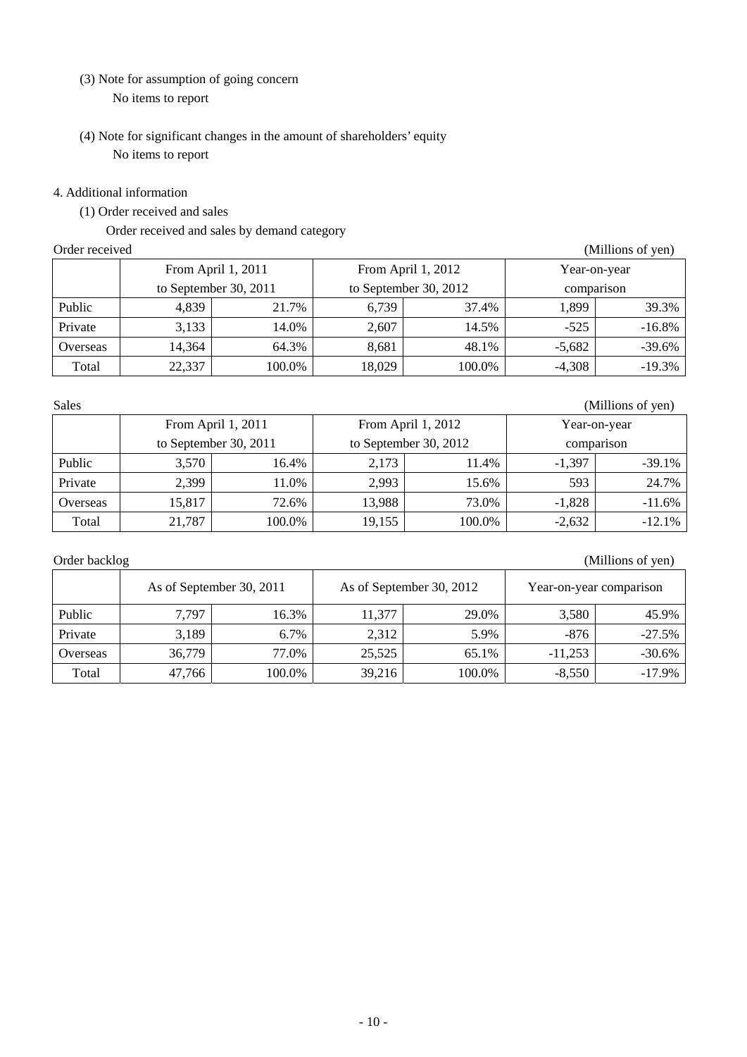(3) Note for assumption of going concern

No items to report

(4) Note for significant changes in the amount of shareholders' equity

No items to report

4. Additional information

(1) Order received and sales

Order received and sales by demand category

Order received (Millions of yen)

| | From April 1, 2011 to September 30, 2011 | | From April 1, 2012 to September 30, 2012 | | Year-on-year comparison | |
|---|---|---|---|---|---|---|
| Public | 4,839 | 21.7% | 6,739 | 37.4% | 1,899 | 39.3% |
| Private | 3,133 | 14.0% | 2,607 | 14.5% | -525 | -16.8% |
| Overseas | 14,364 | 64.3% | 8,681 | 48.1% | -5,682 | -39.6% |
| Total | 22,337 | 100.0% | 18,029 | 100.0% | -4,308 | -19.3% |

Sales (Millions of yen)

| | From April 1, 2011 to September 30, 2011 | | From April 1, 2012 to September 30, 2012 | | Year-on-year comparison | |
|---|---|---|---|---|---|---|
| Public | 3,570 | 16.4% | 2,173 | 11.4% | -1,397 | -39.1% |
| Private | 2,399 | 11.0% | 2,993 | 15.6% | 593 | 24.7% |
| Overseas | 15,817 | 72.6% | 13,988 | 73.0% | -1,828 | -11.6% |
| Total | 21,787 | 100.0% | 19,155 | 100.0% | -2,632 | -12.1% |

Order backlog (Millions of yen)

| | As of September 30, 2011 | | As of September 30, 2012 | | Year-on-year comparison | |
|---|---|---|---|---|---|---|
| Public | 7,797 | 16.3% | 11,377 | 29.0% | 3,580 | 45.9% |
| Private | 3,189 | 6.7% | 2,312 | 5.9% | -876 | -27.5% |
| Overseas | 36,779 | 77.0% | 25,525 | 65.1% | -11,253 | -30.6% |
| Total | 47,766 | 100.0% | 39,216 | 100.0% | -8,550 | -17.9% |